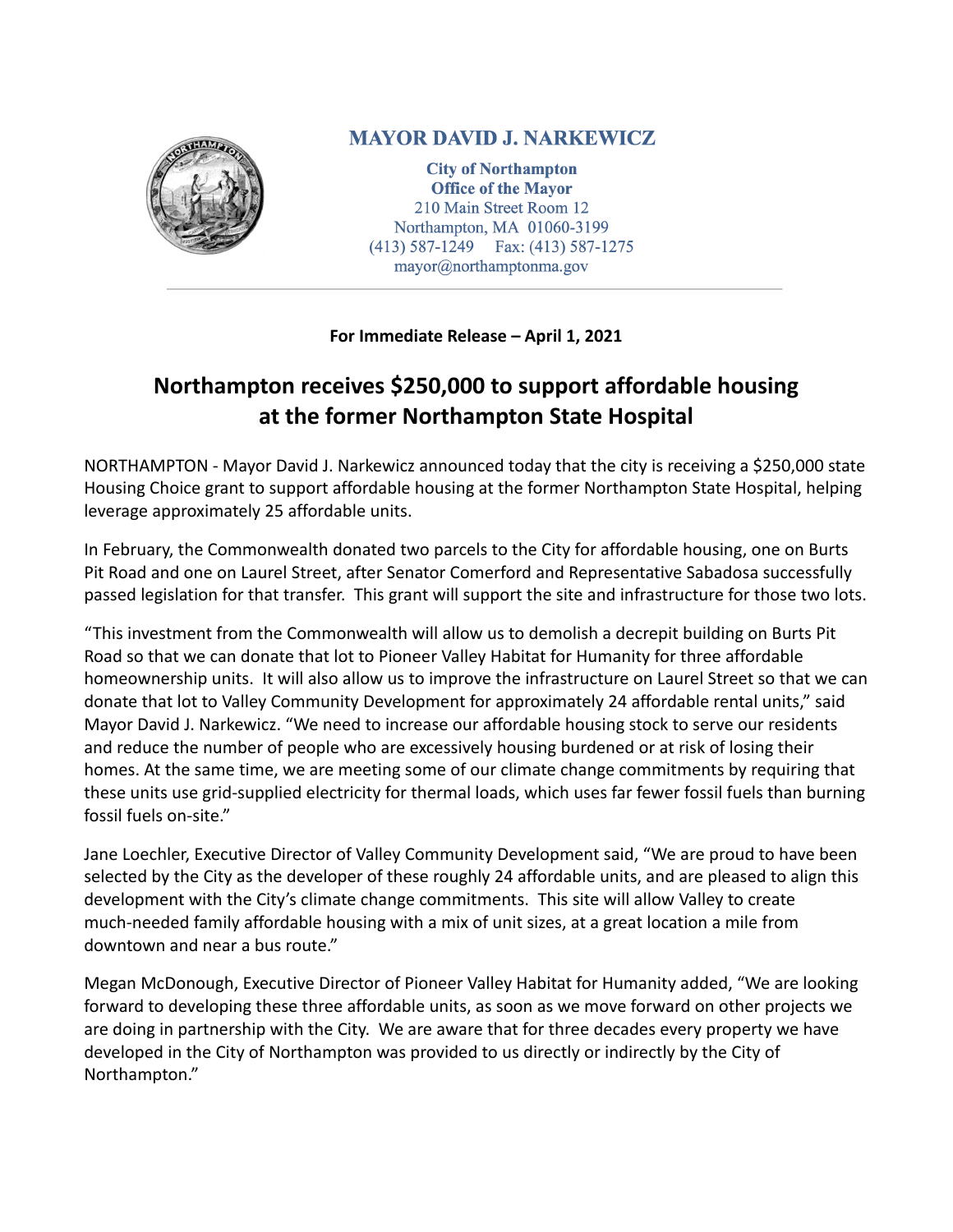**MAYOR DAVID J. NARKEWICZ**

**City of Northampton**
**Office of the Mayor**
210 Main Street Room 12
Northampton, MA 01060-3199
(413) 587-1249 Fax: (413) 587-1275
mayor@northamptonma.gov

**For Immediate Release – April 1, 2021**

# Northampton receives $250,000 to support affordable housing at the former Northampton State Hospital

NORTHAMPTON - Mayor David J. Narkewicz announced today that the city is receiving a $250,000 state Housing Choice grant to support affordable housing at the former Northampton State Hospital, helping leverage approximately 25 affordable units.

In February, the Commonwealth donated two parcels to the City for affordable housing, one on Burts Pit Road and one on Laurel Street, after Senator Comerford and Representative Sabadosa successfully passed legislation for that transfer. This grant will support the site and infrastructure for those two lots.

"This investment from the Commonwealth will allow us to demolish a decrepit building on Burts Pit Road so that we can donate that lot to Pioneer Valley Habitat for Humanity for three affordable homeownership units. It will also allow us to improve the infrastructure on Laurel Street so that we can donate that lot to Valley Community Development for approximately 24 affordable rental units," said Mayor David J. Narkewicz. "We need to increase our affordable housing stock to serve our residents and reduce the number of people who are excessively housing burdened or at risk of losing their homes. At the same time, we are meeting some of our climate change commitments by requiring that these units use grid-supplied electricity for thermal loads, which uses far fewer fossil fuels than burning fossil fuels on-site."

Jane Loechler, Executive Director of Valley Community Development said, "We are proud to have been selected by the City as the developer of these roughly 24 affordable units, and are pleased to align this development with the City's climate change commitments. This site will allow Valley to create much-needed family affordable housing with a mix of unit sizes, at a great location a mile from downtown and near a bus route."

Megan McDonough, Executive Director of Pioneer Valley Habitat for Humanity added, "We are looking forward to developing these three affordable units, as soon as we move forward on other projects we are doing in partnership with the City. We are aware that for three decades every property we have developed in the City of Northampton was provided to us directly or indirectly by the City of Northampton."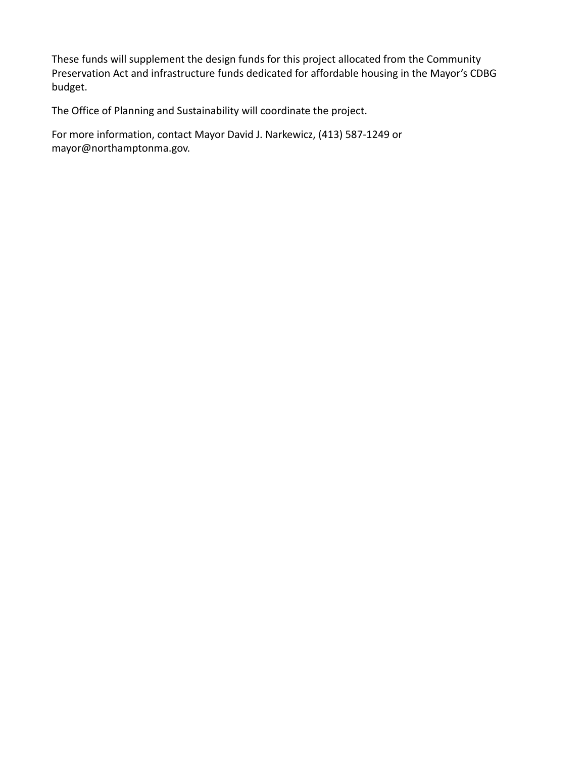These funds will supplement the design funds for this project allocated from the Community Preservation Act and infrastructure funds dedicated for affordable housing in the Mayor's CDBG budget.

The Office of Planning and Sustainability will coordinate the project.

For more information, contact Mayor David J. Narkewicz, (413) 587-1249 or mayor@northamptonma.gov.